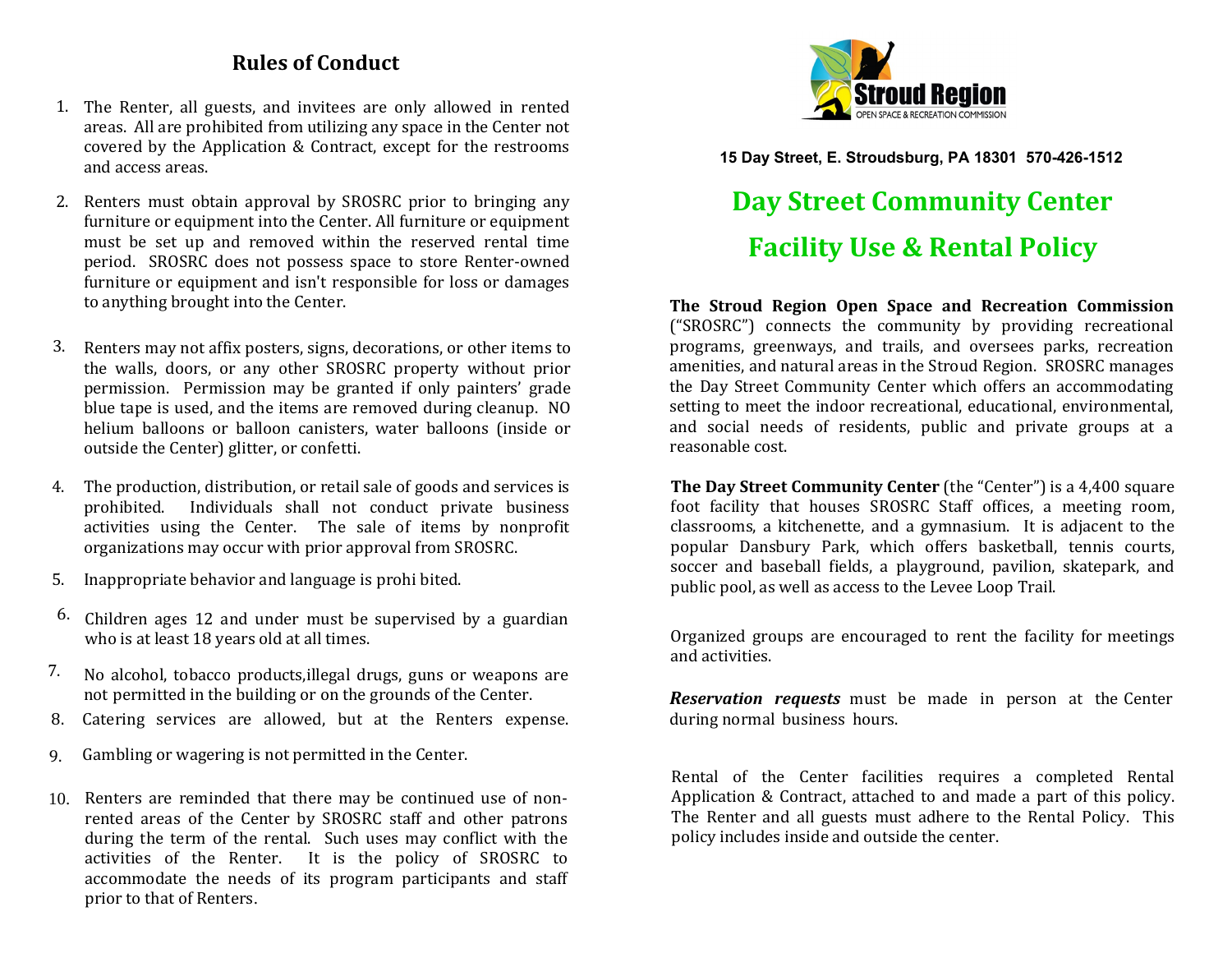## Rules of Conduct

1. The Renter, all guests, and invitees are only allowed in rented areas. All are prohibited from utilizing any space in the Center not covered by the Application & Contract, except for the restrooms and access areas.
2. Renters must obtain approval by SROSRC prior to bringing any furniture or equipment into the Center. All furniture or equipment must be set up and removed within the reserved rental time period. SROSRC does not possess space to store Renter-owned furniture or equipment and isn't responsible for loss or damages to anything brought into the Center.
3. Renters may not affix posters, signs, decorations, or other items to the walls, doors, or any other SROSRC property without prior permission. Permission may be granted if only painters' grade blue tape is used, and the items are removed during cleanup. NO helium balloons or balloon canisters, water balloons (inside or outside the Center) glitter, or confetti.
4. The production, distribution, or retail sale of goods and services is prohibited. Individuals shall not conduct private business activities using the Center. The sale of items by nonprofit organizations may occur with prior approval from SROSRC.
5. Inappropriate behavior and language is prohi bited.
6. Children ages 12 and under must be supervised by a guardian who is at least 18 years old at all times.
7. No alcohol, tobacco products,illegal drugs, guns or weapons are not permitted in the building or on the grounds of the Center.
8. Catering services are allowed, but at the Renters expense.
9. Gambling or wagering is not permitted in the Center.
10. Renters are reminded that there may be continued use of non-rented areas of the Center by SROSRC staff and other patrons during the term of the rental. Such uses may conflict with the activities of the Renter. It is the policy of SROSRC to accommodate the needs of its program participants and staff prior to that of Renters.

Stroud Region
OPEN SPACE & RECREATION COMMISSION

**15 Day Street, E. Stroudsburg, PA 18301 570-426-1512**

# Day Street Community Center

# Facility Use & Rental Policy

**The Stroud Region Open Space and Recreation Commission** ("SROSRC") connects the community by providing recreational programs, greenways, and trails, and oversees parks, recreation amenities, and natural areas in the Stroud Region. SROSRC manages the Day Street Community Center which offers an accommodating setting to meet the indoor recreational, educational, environmental, and social needs of residents, public and private groups at a reasonable cost.

**The Day Street Community Center** (the "Center") is a 4,400 square foot facility that houses SROSRC Staff offices, a meeting room, classrooms, a kitchenette, and a gymnasium. It is adjacent to the popular Dansbury Park, which offers basketball, tennis courts, soccer and baseball fields, a playground, pavilion, skatepark, and public pool, as well as access to the Levee Loop Trail.

Organized groups are encouraged to rent the facility for meetings and activities.

***Reservation requests*** must be made in person at the Center during normal business hours.

Rental of the Center facilities requires a completed Rental Application & Contract, attached to and made a part of this policy. The Renter and all guests must adhere to the Rental Policy. This policy includes inside and outside the center.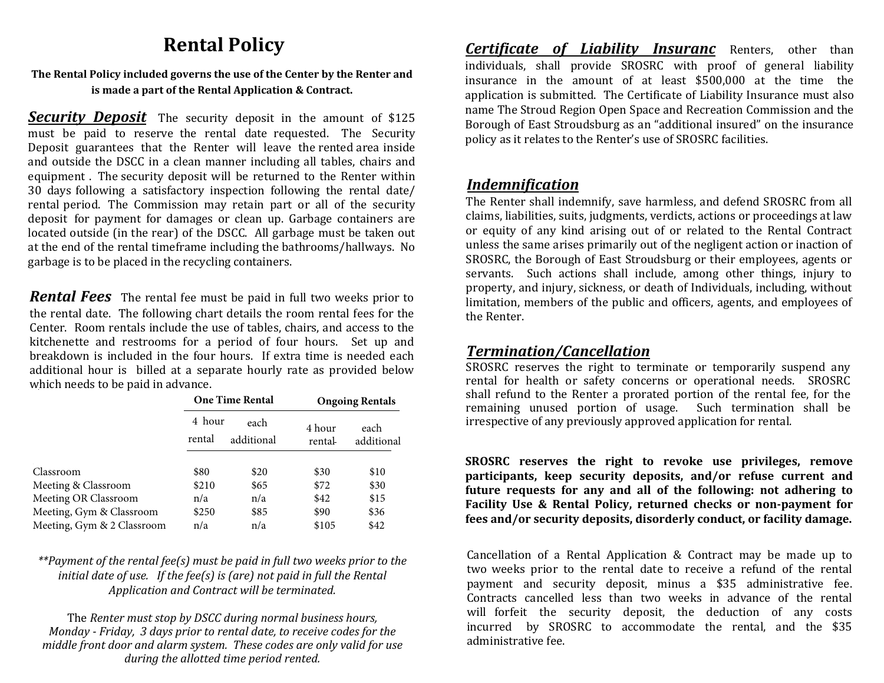# Rental Policy

**The Rental Policy included governs the use of the Center by the Renter and is made a part of the Rental Application & Contract.**

***Security Deposit*** The security deposit in the amount of $125 must be paid to reserve the rental date requested. The Security Deposit guarantees that the Renter will leave the rented area inside and outside the DSCC in a clean manner including all tables, chairs and equipment . The security deposit will be returned to the Renter within 30 days following a satisfactory inspection following the rental date/ rental period. The Commission may retain part or all of the security deposit for payment for damages or clean up. Garbage containers are located outside (in the rear) of the DSCC. All garbage must be taken out at the end of the rental timeframe including the bathrooms/hallways. No garbage is to be placed in the recycling containers.

***Rental Fees*** The rental fee must be paid in full two weeks prior to the rental date. The following chart details the room rental fees for the Center. Room rentals include the use of tables, chairs, and access to the kitchenette and restrooms for a period of four hours. Set up and breakdown is included in the four hours. If extra time is needed each additional hour is billed at a separate hourly rate as provided below which needs to be paid in advance.

| | One Time Rental | | Ongoing Rentals | |
|---|---|---|---|---|
| | 4 hour rental | each additional | 4 hour rental | each additional |
| Classroom | $80 | $20 | $30 | $10 |
| Meeting & Classroom | $210 | $65 | $72 | $30 |
| Meeting OR Classroom | n/a | n/a | $42 | $15 |
| Meeting, Gym & Classroom | $250 | $85 | $90 | $36 |
| Meeting, Gym & 2 Classroom | n/a | n/a | $105 | $42 |

*\*\*Payment of the rental fee(s) must be paid in full two weeks prior to the initial date of use. If the fee(s) is (are) not paid in full the Rental Application and Contract will be terminated.*

The *Renter must stop by DSCC during normal business hours, Monday - Friday, 3 days prior to rental date, to receive codes for the middle front door and alarm system. These codes are only valid for use during the allotted time period rented.*

***Certificate of Liability Insuranc*** Renters, other than individuals, shall provide SROSRC with proof of general liability insurance in the amount of at least $500,000 at the time the application is submitted. The Certificate of Liability Insurance must also name The Stroud Region Open Space and Recreation Commission and the Borough of East Stroudsburg as an "additional insured" on the insurance policy as it relates to the Renter's use of SROSRC facilities.

***Indemnification***

The Renter shall indemnify, save harmless, and defend SROSRC from all claims, liabilities, suits, judgments, verdicts, actions or proceedings at law or equity of any kind arising out of or related to the Rental Contract unless the same arises primarily out of the negligent action or inaction of SROSRC, the Borough of East Stroudsburg or their employees, agents or servants. Such actions shall include, among other things, injury to property, and injury, sickness, or death of Individuals, including, without limitation, members of the public and officers, agents, and employees of the Renter.

***Termination/Cancellation***

SROSRC reserves the right to terminate or temporarily suspend any rental for health or safety concerns or operational needs. SROSRC shall refund to the Renter a prorated portion of the rental fee, for the remaining unused portion of usage. Such termination shall be irrespective of any previously approved application for rental.

**SROSRC reserves the right to revoke use privileges, remove participants, keep security deposits, and/or refuse current and future requests for any and all of the following: not adhering to Facility Use & Rental Policy, returned checks or non-payment for fees and/or security deposits, disorderly conduct, or facility damage.**

Cancellation of a Rental Application & Contract may be made up to two weeks prior to the rental date to receive a refund of the rental payment and security deposit, minus a $35 administrative fee. Contracts cancelled less than two weeks in advance of the rental will forfeit the security deposit, the deduction of any costs incurred by SROSRC to accommodate the rental, and the $35 administrative fee.